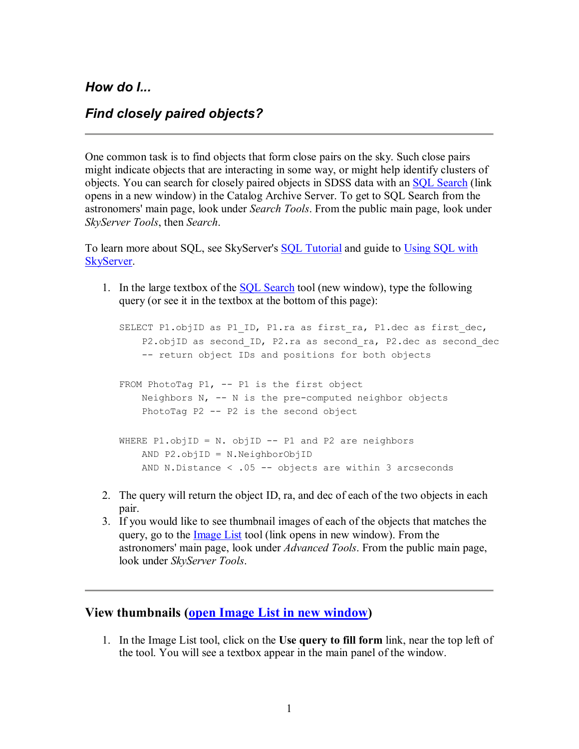## *How do I...*

## *Find closely paired objects?*

---

One common task is to find objects that form close pairs on the sky. Such close pairs might indicate objects that are interacting in some way, or might help identify clusters of objects. You can search for closely paired objects in SDSS data with an SQL Search (link opens in a new window) in the Catalog Archive Server. To get to SQL Search from the astronomers' main page, look under *Search Tools*. From the public main page, look under *SkyServer Tools*, then *Search*.

To learn more about SQL, see SkyServer's SQL Tutorial and guide to Using SQL with SkyServer.

1. In the large textbox of the SQL Search tool (new window), type the following query (or see it in the textbox at the bottom of this page):

```
SELECT P1.objID as P1_ID, P1.ra as first_ra, P1.dec as first_dec,
    P2.objID as second_ID, P2.ra as second_ra, P2.dec as second_dec
    -- return object IDs and positions for both objects

FROM PhotoTag P1, -- P1 is the first object
    Neighbors N, -- N is the pre-computed neighbor objects
    PhotoTag P2 -- P2 is the second object

WHERE P1.objID = N. objID -- P1 and P2 are neighbors
    AND P2.objID = N.NeighborObjID
    AND N.Distance < .05 -- objects are within 3 arcseconds
```

2. The query will return the object ID, ra, and dec of each of the two objects in each pair.
3. If you would like to see thumbnail images of each of the objects that matches the query, go to the Image List tool (link opens in new window). From the astronomers' main page, look under *Advanced Tools*. From the public main page, look under *SkyServer Tools*.

---

## View thumbnails (open Image List in new window)

1. In the Image List tool, click on the **Use query to fill form** link, near the top left of the tool. You will see a textbox appear in the main panel of the window.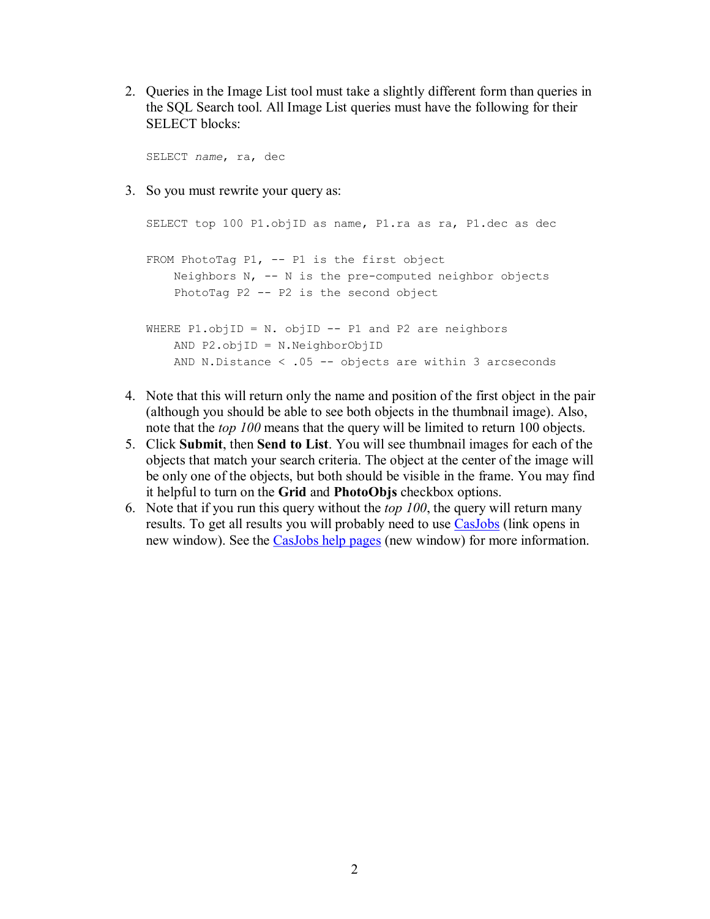2. Queries in the Image List tool must take a slightly different form than queries in the SQL Search tool. All Image List queries must have the following for their SELECT blocks:

```
SELECT name, ra, dec
```

3. So you must rewrite your query as:

```
SELECT top 100 P1.objID as name, P1.ra as ra, P1.dec as dec

FROM PhotoTag P1, -- P1 is the first object
    Neighbors N, -- N is the pre-computed neighbor objects
    PhotoTag P2 -- P2 is the second object

WHERE P1.objID = N. objID -- P1 and P2 are neighbors
    AND P2.objID = N.NeighborObjID
    AND N.Distance < .05 -- objects are within 3 arcseconds
```

4. Note that this will return only the name and position of the first object in the pair (although you should be able to see both objects in the thumbnail image). Also, note that the *top 100* means that the query will be limited to return 100 objects.
5. Click **Submit**, then **Send to List**. You will see thumbnail images for each of the objects that match your search criteria. The object at the center of the image will be only one of the objects, but both should be visible in the frame. You may find it helpful to turn on the **Grid** and **PhotoObjs** checkbox options.
6. Note that if you run this query without the *top 100*, the query will return many results. To get all results you will probably need to use CasJobs (link opens in new window). See the CasJobs help pages (new window) for more information.